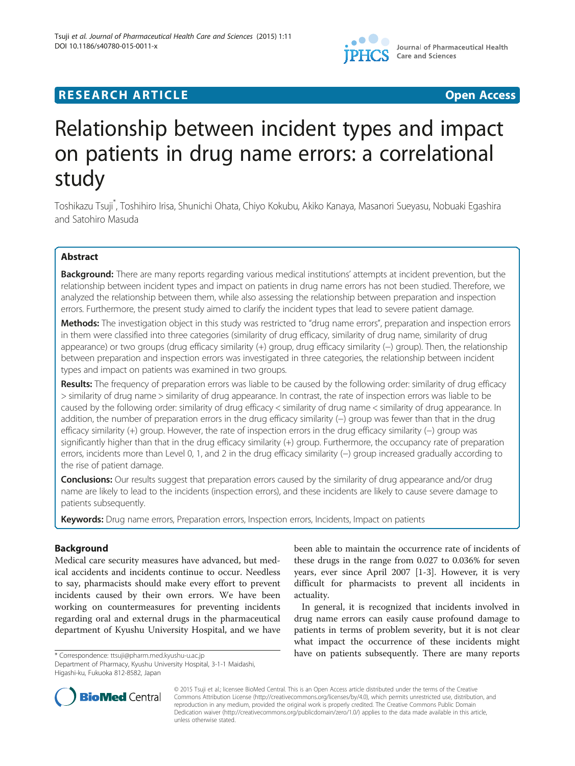RESEARCH ARTICLE

Open Access

# Relationship between incident types and impact on patients in drug name errors: a correlational study

Toshikazu Tsuji*, Toshihiro Irisa, Shunichi Ohata, Chiyo Kokubu, Akiko Kanaya, Masanori Sueyasu, Nobuaki Egashira and Satohiro Masuda

## Abstract

**Background:** There are many reports regarding various medical institutions' attempts at incident prevention, but the relationship between incident types and impact on patients in drug name errors has not been studied. Therefore, we analyzed the relationship between them, while also assessing the relationship between preparation and inspection errors. Furthermore, the present study aimed to clarify the incident types that lead to severe patient damage.

**Methods:** The investigation object in this study was restricted to "drug name errors", preparation and inspection errors in them were classified into three categories (similarity of drug efficacy, similarity of drug name, similarity of drug appearance) or two groups (drug efficacy similarity (+) group, drug efficacy similarity (−) group). Then, the relationship between preparation and inspection errors was investigated in three categories, the relationship between incident types and impact on patients was examined in two groups.

**Results:** The frequency of preparation errors was liable to be caused by the following order: similarity of drug efficacy > similarity of drug name > similarity of drug appearance. In contrast, the rate of inspection errors was liable to be caused by the following order: similarity of drug efficacy < similarity of drug name < similarity of drug appearance. In addition, the number of preparation errors in the drug efficacy similarity (−) group was fewer than that in the drug efficacy similarity (+) group. However, the rate of inspection errors in the drug efficacy similarity (−) group was significantly higher than that in the drug efficacy similarity (+) group. Furthermore, the occupancy rate of preparation errors, incidents more than Level 0, 1, and 2 in the drug efficacy similarity (−) group increased gradually according to the rise of patient damage.

**Conclusions:** Our results suggest that preparation errors caused by the similarity of drug appearance and/or drug name are likely to lead to the incidents (inspection errors), and these incidents are likely to cause severe damage to patients subsequently.

**Keywords:** Drug name errors, Preparation errors, Inspection errors, Incidents, Impact on patients

## Background

Medical care security measures have advanced, but medical accidents and incidents continue to occur. Needless to say, pharmacists should make every effort to prevent incidents caused by their own errors. We have been working on countermeasures for preventing incidents regarding oral and external drugs in the pharmaceutical department of Kyushu University Hospital, and we have been able to maintain the occurrence rate of incidents of these drugs in the range from 0.027 to 0.036% for seven years, ever since April 2007 [1-3]. However, it is very difficult for pharmacists to prevent all incidents in actuality.

In general, it is recognized that incidents involved in drug name errors can easily cause profound damage to patients in terms of problem severity, but it is not clear what impact the occurrence of these incidents might have on patients subsequently. There are many reports

* Correspondence: ttsuji@pharm.med.kyushu-u.ac.jp
Department of Pharmacy, Kyushu University Hospital, 3-1-1 Maidashi, Higashi-ku, Fukuoka 812-8582, Japan

© 2015 Tsuji et al.; licensee BioMed Central. This is an Open Access article distributed under the terms of the Creative Commons Attribution License (http://creativecommons.org/licenses/by/4.0), which permits unrestricted use, distribution, and reproduction in any medium, provided the original work is properly credited. The Creative Commons Public Domain Dedication waiver (http://creativecommons.org/publicdomain/zero/1.0/) applies to the data made available in this article, unless otherwise stated.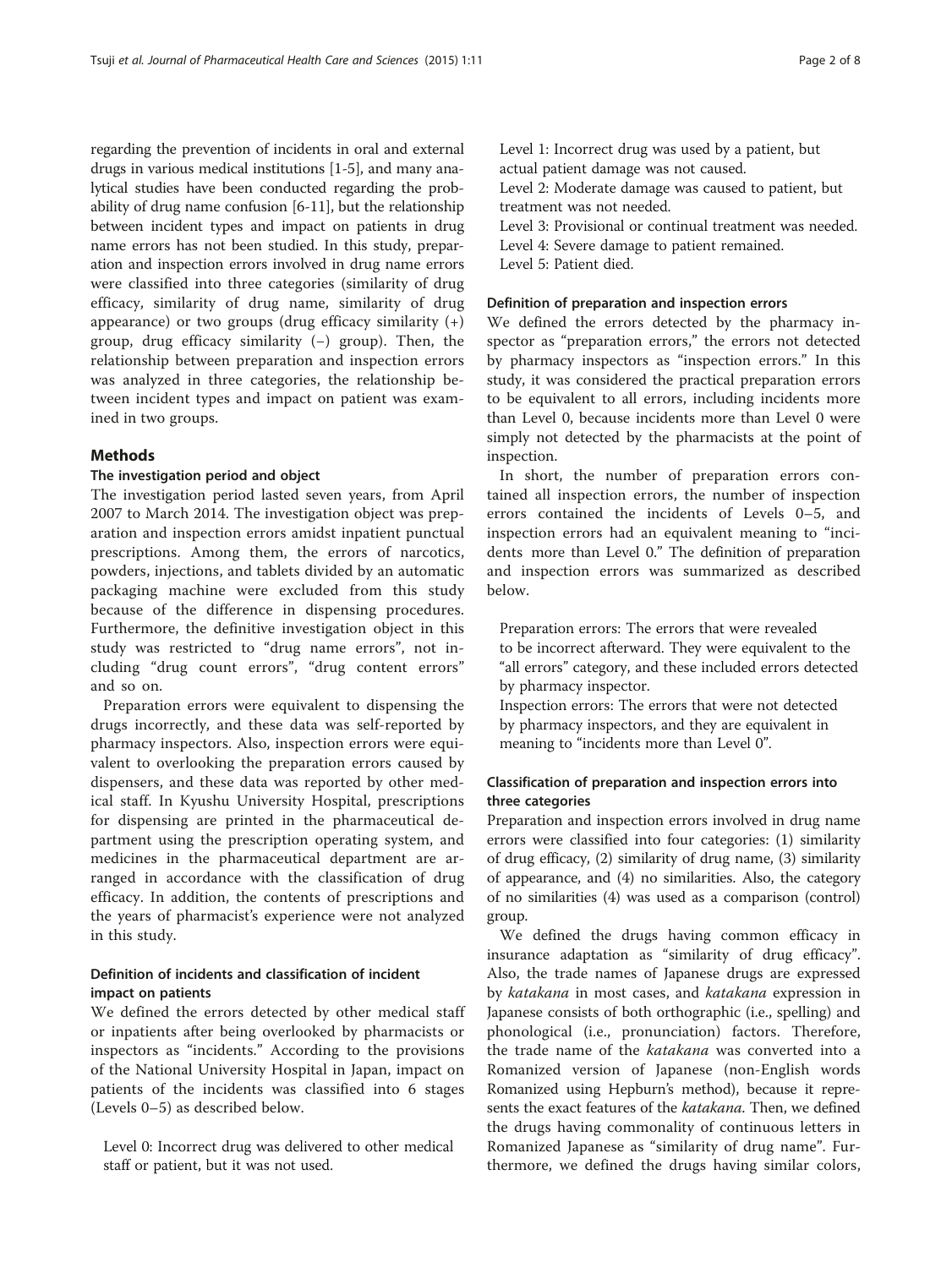regarding the prevention of incidents in oral and external drugs in various medical institutions [1-5], and many analytical studies have been conducted regarding the probability of drug name confusion [6-11], but the relationship between incident types and impact on patients in drug name errors has not been studied. In this study, preparation and inspection errors involved in drug name errors were classified into three categories (similarity of drug efficacy, similarity of drug name, similarity of drug appearance) or two groups (drug efficacy similarity (+) group, drug efficacy similarity (−) group). Then, the relationship between preparation and inspection errors was analyzed in three categories, the relationship between incident types and impact on patient was examined in two groups.

## Methods

### The investigation period and object

The investigation period lasted seven years, from April 2007 to March 2014. The investigation object was preparation and inspection errors amidst inpatient punctual prescriptions. Among them, the errors of narcotics, powders, injections, and tablets divided by an automatic packaging machine were excluded from this study because of the difference in dispensing procedures. Furthermore, the definitive investigation object in this study was restricted to "drug name errors", not including "drug count errors", "drug content errors" and so on.

Preparation errors were equivalent to dispensing the drugs incorrectly, and these data was self-reported by pharmacy inspectors. Also, inspection errors were equivalent to overlooking the preparation errors caused by dispensers, and these data was reported by other medical staff. In Kyushu University Hospital, prescriptions for dispensing are printed in the pharmaceutical department using the prescription operating system, and medicines in the pharmaceutical department are arranged in accordance with the classification of drug efficacy. In addition, the contents of prescriptions and the years of pharmacist's experience were not analyzed in this study.

### Definition of incidents and classification of incident impact on patients

We defined the errors detected by other medical staff or inpatients after being overlooked by pharmacists or inspectors as "incidents." According to the provisions of the National University Hospital in Japan, impact on patients of the incidents was classified into 6 stages (Levels 0–5) as described below.

Level 0: Incorrect drug was delivered to other medical staff or patient, but it was not used.
Level 1: Incorrect drug was used by a patient, but actual patient damage was not caused.
Level 2: Moderate damage was caused to patient, but treatment was not needed.
Level 3: Provisional or continual treatment was needed.
Level 4: Severe damage to patient remained.
Level 5: Patient died.

### Definition of preparation and inspection errors

We defined the errors detected by the pharmacy inspector as "preparation errors," the errors not detected by pharmacy inspectors as "inspection errors." In this study, it was considered the practical preparation errors to be equivalent to all errors, including incidents more than Level 0, because incidents more than Level 0 were simply not detected by the pharmacists at the point of inspection.

In short, the number of preparation errors contained all inspection errors, the number of inspection errors contained the incidents of Levels 0–5, and inspection errors had an equivalent meaning to "incidents more than Level 0." The definition of preparation and inspection errors was summarized as described below.

Preparation errors: The errors that were revealed to be incorrect afterward. They were equivalent to the "all errors" category, and these included errors detected by pharmacy inspector.
Inspection errors: The errors that were not detected by pharmacy inspectors, and they are equivalent in meaning to "incidents more than Level 0".

### Classification of preparation and inspection errors into three categories

Preparation and inspection errors involved in drug name errors were classified into four categories: (1) similarity of drug efficacy, (2) similarity of drug name, (3) similarity of appearance, and (4) no similarities. Also, the category of no similarities (4) was used as a comparison (control) group.

We defined the drugs having common efficacy in insurance adaptation as "similarity of drug efficacy". Also, the trade names of Japanese drugs are expressed by *katakana* in most cases, and *katakana* expression in Japanese consists of both orthographic (i.e., spelling) and phonological (i.e., pronunciation) factors. Therefore, the trade name of the *katakana* was converted into a Romanized version of Japanese (non-English words Romanized using Hepburn's method), because it represents the exact features of the *katakana*. Then, we defined the drugs having commonality of continuous letters in Romanized Japanese as "similarity of drug name". Furthermore, we defined the drugs having similar colors,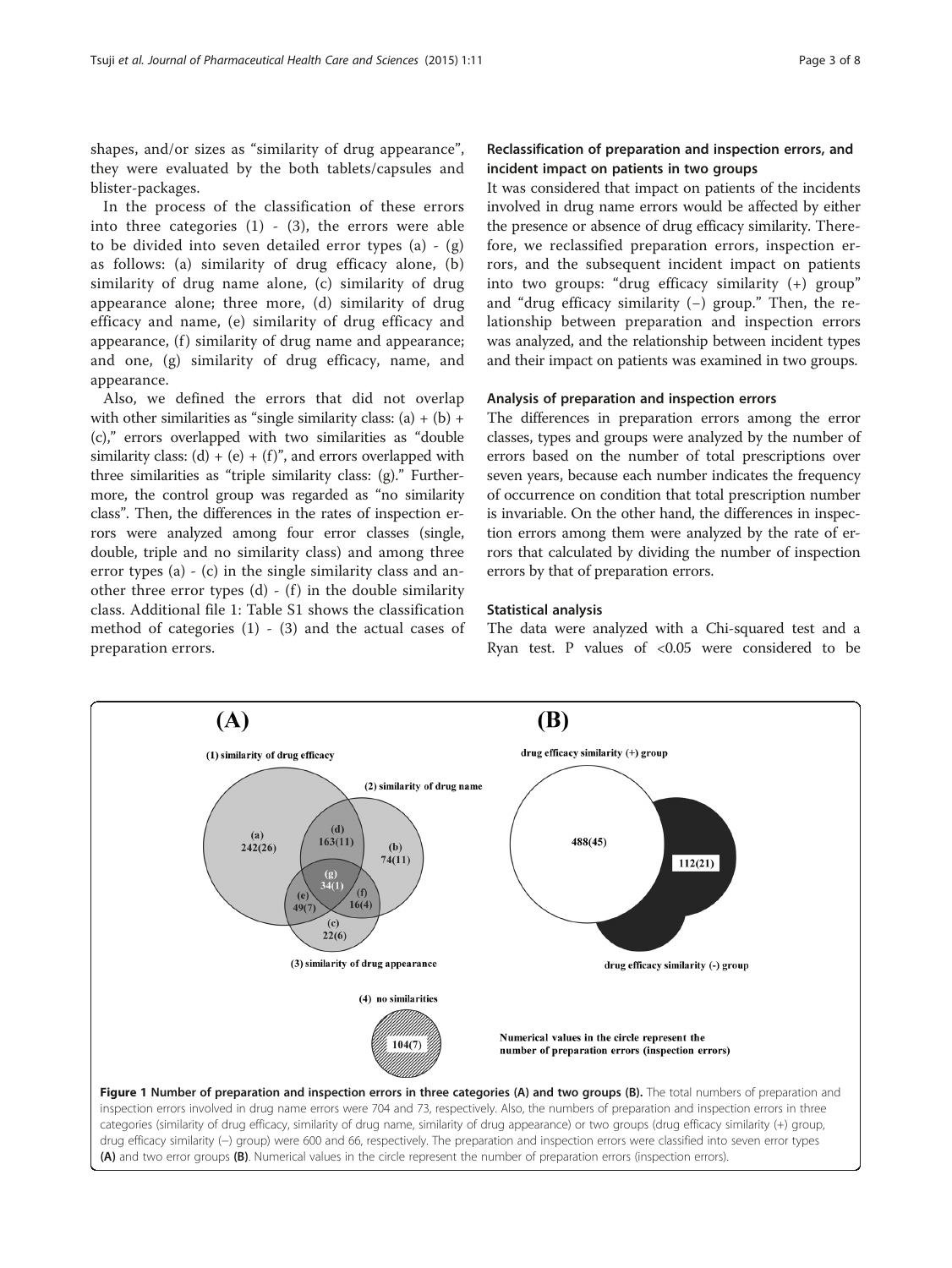shapes, and/or sizes as "similarity of drug appearance", they were evaluated by the both tablets/capsules and blister-packages.

In the process of the classification of these errors into three categories (1) - (3), the errors were able to be divided into seven detailed error types (a) - (g) as follows: (a) similarity of drug efficacy alone, (b) similarity of drug name alone, (c) similarity of drug appearance alone; three more, (d) similarity of drug efficacy and name, (e) similarity of drug efficacy and appearance, (f) similarity of drug name and appearance; and one, (g) similarity of drug efficacy, name, and appearance.

Also, we defined the errors that did not overlap with other similarities as "single similarity class: (a) + (b) + (c)," errors overlapped with two similarities as "double similarity class: (d) + (e) + (f)", and errors overlapped with three similarities as "triple similarity class: (g)." Furthermore, the control group was regarded as "no similarity class". Then, the differences in the rates of inspection errors were analyzed among four error classes (single, double, triple and no similarity class) and among three error types (a) - (c) in the single similarity class and another three error types (d) - (f) in the double similarity class. Additional file 1: Table S1 shows the classification method of categories (1) - (3) and the actual cases of preparation errors.

### Reclassification of preparation and inspection errors, and incident impact on patients in two groups

It was considered that impact on patients of the incidents involved in drug name errors would be affected by either the presence or absence of drug efficacy similarity. Therefore, we reclassified preparation errors, inspection errors, and the subsequent incident impact on patients into two groups: "drug efficacy similarity (+) group" and "drug efficacy similarity (−) group." Then, the relationship between preparation and inspection errors was analyzed, and the relationship between incident types and their impact on patients was examined in two groups.

### Analysis of preparation and inspection errors

The differences in preparation errors among the error classes, types and groups were analyzed by the number of errors based on the number of total prescriptions over seven years, because each number indicates the frequency of occurrence on condition that total prescription number is invariable. On the other hand, the differences in inspection errors among them were analyzed by the rate of errors that calculated by dividing the number of inspection errors by that of preparation errors.

### Statistical analysis

The data were analyzed with a Chi-squared test and a Ryan test. P values of <0.05 were considered to be

(A)

(1) similarity of drug efficacy

(2) similarity of drug name

(3) similarity of drug appearance

(a) 242(26)

(b) 74(11)

(c) 22(6)

(d) 163(11)

(e) 49(7)

(f) 16(4)

(g) 34(1)

(4) no similarities

104(7)

(B)

drug efficacy similarity (+) group

488(45)

112(21)

drug efficacy similarity (-) group

Numerical values in the circle represent the number of preparation errors (inspection errors)

**Figure 1 Number of preparation and inspection errors in three categories (A) and two groups (B).** The total numbers of preparation and inspection errors involved in drug name errors were 704 and 73, respectively. Also, the numbers of preparation and inspection errors in three categories (similarity of drug efficacy, similarity of drug name, similarity of drug appearance) or two groups (drug efficacy similarity (+) group, drug efficacy similarity (−) group) were 600 and 66, respectively. The preparation and inspection errors were classified into seven error types **(A)** and two error groups **(B)**. Numerical values in the circle represent the number of preparation errors (inspection errors).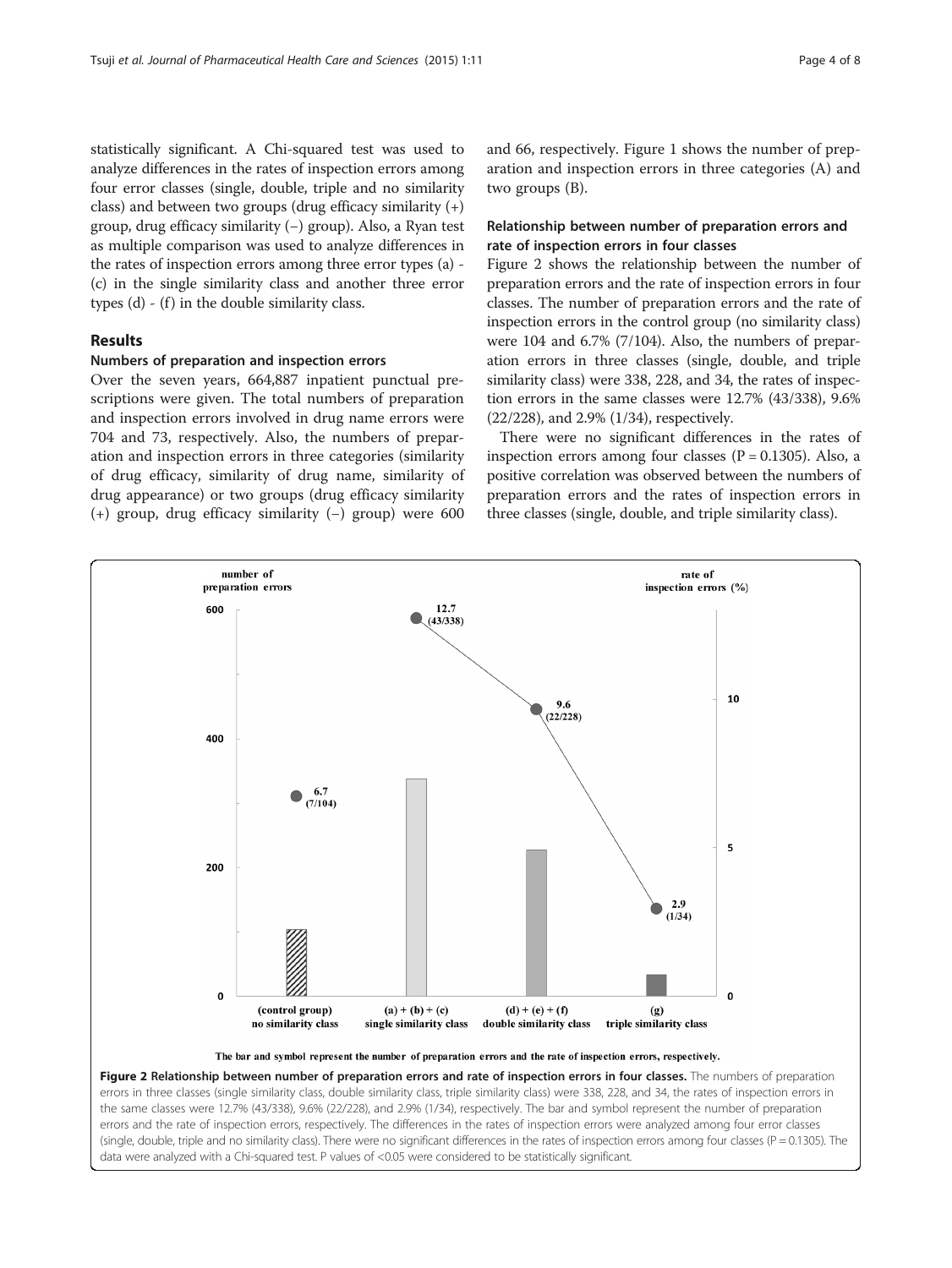statistically significant. A Chi-squared test was used to analyze differences in the rates of inspection errors among four error classes (single, double, triple and no similarity class) and between two groups (drug efficacy similarity (+) group, drug efficacy similarity (−) group). Also, a Ryan test as multiple comparison was used to analyze differences in the rates of inspection errors among three error types (a) - (c) in the single similarity class and another three error types (d) - (f) in the double similarity class.

## Results

### Numbers of preparation and inspection errors

Over the seven years, 664,887 inpatient punctual prescriptions were given. The total numbers of preparation and inspection errors involved in drug name errors were 704 and 73, respectively. Also, the numbers of preparation and inspection errors in three categories (similarity of drug efficacy, similarity of drug name, similarity of drug appearance) or two groups (drug efficacy similarity (+) group, drug efficacy similarity (−) group) were 600 and 66, respectively. Figure 1 shows the number of preparation and inspection errors in three categories (A) and two groups (B).

### Relationship between number of preparation errors and rate of inspection errors in four classes

Figure 2 shows the relationship between the number of preparation errors and the rate of inspection errors in four classes. The number of preparation errors and the rate of inspection errors in the control group (no similarity class) were 104 and 6.7% (7/104). Also, the numbers of preparation errors in three classes (single, double, and triple similarity class) were 338, 228, and 34, the rates of inspection errors in the same classes were 12.7% (43/338), 9.6% (22/228), and 2.9% (1/34), respectively.

There were no significant differences in the rates of inspection errors among four classes (P = 0.1305). Also, a positive correlation was observed between the numbers of preparation errors and the rates of inspection errors in three classes (single, double, and triple similarity class).

**Figure 2 Relationship between number of preparation errors and rate of inspection errors in four classes.** The numbers of preparation errors in three classes (single similarity class, double similarity class, triple similarity class) were 338, 228, and 34, the rates of inspection errors in the same classes were 12.7% (43/338), 9.6% (22/228), and 2.9% (1/34), respectively. The bar and symbol represent the number of preparation errors and the rate of inspection errors, respectively. The differences in the rates of inspection errors were analyzed among four error classes (single, double, triple and no similarity class). There were no significant differences in the rates of inspection errors among four classes (P = 0.1305). The data were analyzed with a Chi-squared test. P values of <0.05 were considered to be statistically significant.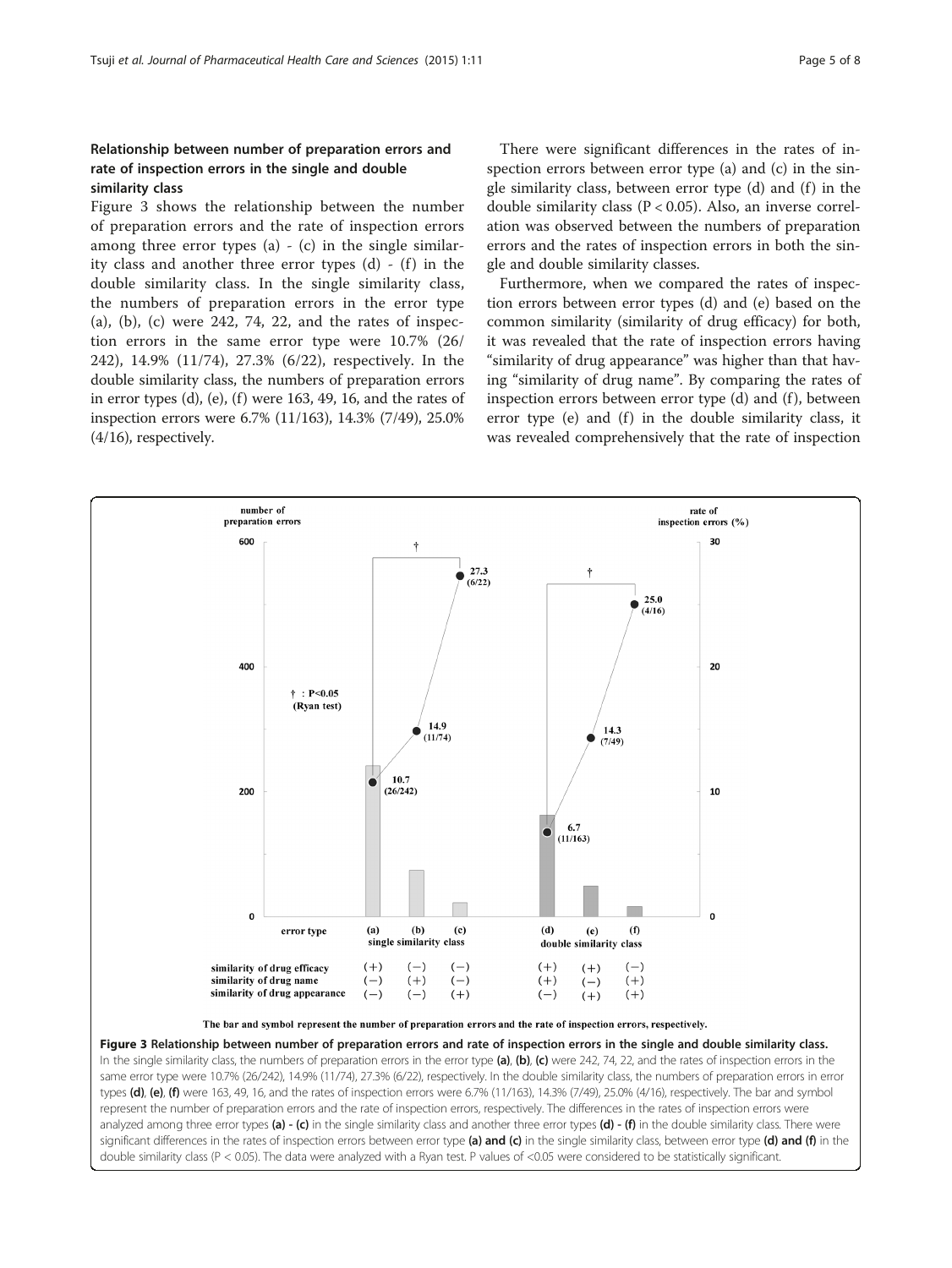### Relationship between number of preparation errors and rate of inspection errors in the single and double similarity class

Figure 3 shows the relationship between the number of preparation errors and the rate of inspection errors among three error types (a) - (c) in the single similarity class and another three error types (d) - (f) in the double similarity class. In the single similarity class, the numbers of preparation errors in the error type (a), (b), (c) were 242, 74, 22, and the rates of inspection errors in the same error type were 10.7% (26/242), 14.9% (11/74), 27.3% (6/22), respectively. In the double similarity class, the numbers of preparation errors in error types (d), (e), (f) were 163, 49, 16, and the rates of inspection errors were 6.7% (11/163), 14.3% (7/49), 25.0% (4/16), respectively.

There were significant differences in the rates of inspection errors between error type (a) and (c) in the single similarity class, between error type (d) and (f) in the double similarity class ($P < 0.05$). Also, an inverse correlation was observed between the numbers of preparation errors and the rates of inspection errors in both the single and double similarity classes.

Furthermore, when we compared the rates of inspection errors between error types (d) and (e) based on the common similarity (similarity of drug efficacy) for both, it was revealed that the rate of inspection errors having "similarity of drug appearance" was higher than that having "similarity of drug name". By comparing the rates of inspection errors between error type (d) and (f), between error type (e) and (f) in the double similarity class, it was revealed comprehensively that the rate of inspection

**Figure 3 Relationship between number of preparation errors and rate of inspection errors in the single and double similarity class.** In the single similarity class, the numbers of preparation errors in the error type **(a)**, **(b)**, **(c)** were 242, 74, 22, and the rates of inspection errors in the same error type were 10.7% (26/242), 14.9% (11/74), 27.3% (6/22), respectively. In the double similarity class, the numbers of preparation errors in error types **(d)**, **(e)**, **(f)** were 163, 49, 16, and the rates of inspection errors were 6.7% (11/163), 14.3% (7/49), 25.0% (4/16), respectively. The bar and symbol represent the number of preparation errors and the rate of inspection errors, respectively. The differences in the rates of inspection errors were analyzed among three error types **(a) - (c)** in the single similarity class and another three error types **(d) - (f)** in the double similarity class. There were significant differences in the rates of inspection errors between error type **(a) and (c)** in the single similarity class, between error type **(d) and (f)** in the double similarity class ($P < 0.05$). The data were analyzed with a Ryan test. P values of <0.05 were considered to be statistically significant.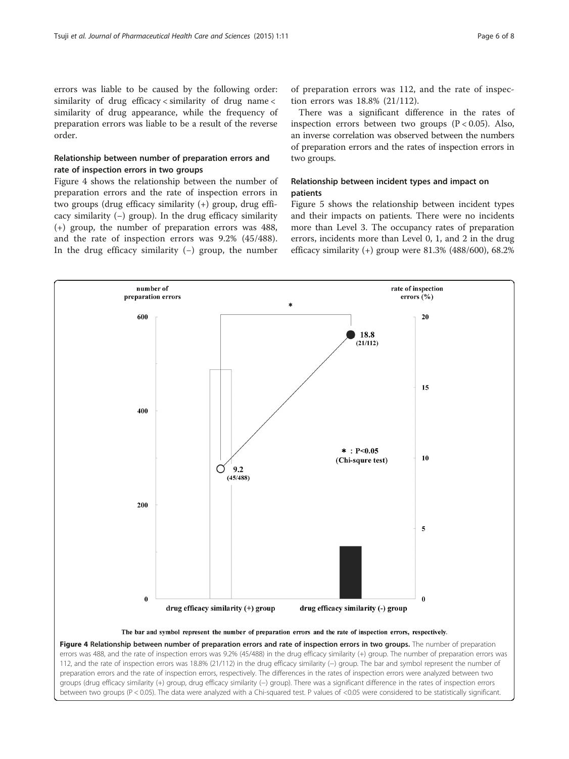errors was liable to be caused by the following order: similarity of drug efficacy < similarity of drug name < similarity of drug appearance, while the frequency of preparation errors was liable to be a result of the reverse order.

### Relationship between number of preparation errors and rate of inspection errors in two groups

Figure 4 shows the relationship between the number of preparation errors and the rate of inspection errors in two groups (drug efficacy similarity (+) group, drug efficacy similarity (−) group). In the drug efficacy similarity (+) group, the number of preparation errors was 488, and the rate of inspection errors was 9.2% (45/488). In the drug efficacy similarity (−) group, the number of preparation errors was 112, and the rate of inspection errors was 18.8% (21/112).

There was a significant difference in the rates of inspection errors between two groups ($P < 0.05$). Also, an inverse correlation was observed between the numbers of preparation errors and the rates of inspection errors in two groups.

### Relationship between incident types and impact on patients

Figure 5 shows the relationship between incident types and their impacts on patients. There were no incidents more than Level 3. The occupancy rates of preparation errors, incidents more than Level 0, 1, and 2 in the drug efficacy similarity (+) group were 81.3% (488/600), 68.2%

**Figure 4 Relationship between number of preparation errors and rate of inspection errors in two groups.** The number of preparation errors was 488, and the rate of inspection errors was 9.2% (45/488) in the drug efficacy similarity (+) group. The number of preparation errors was 112, and the rate of inspection errors was 18.8% (21/112) in the drug efficacy similarity (−) group. The bar and symbol represent the number of preparation errors and the rate of inspection errors, respectively. The differences in the rates of inspection errors were analyzed between two groups (drug efficacy similarity (+) group, drug efficacy similarity (−) group). There was a significant difference in the rates of inspection errors between two groups ($P < 0.05$). The data were analyzed with a Chi-squared test. P values of <0.05 were considered to be statistically significant.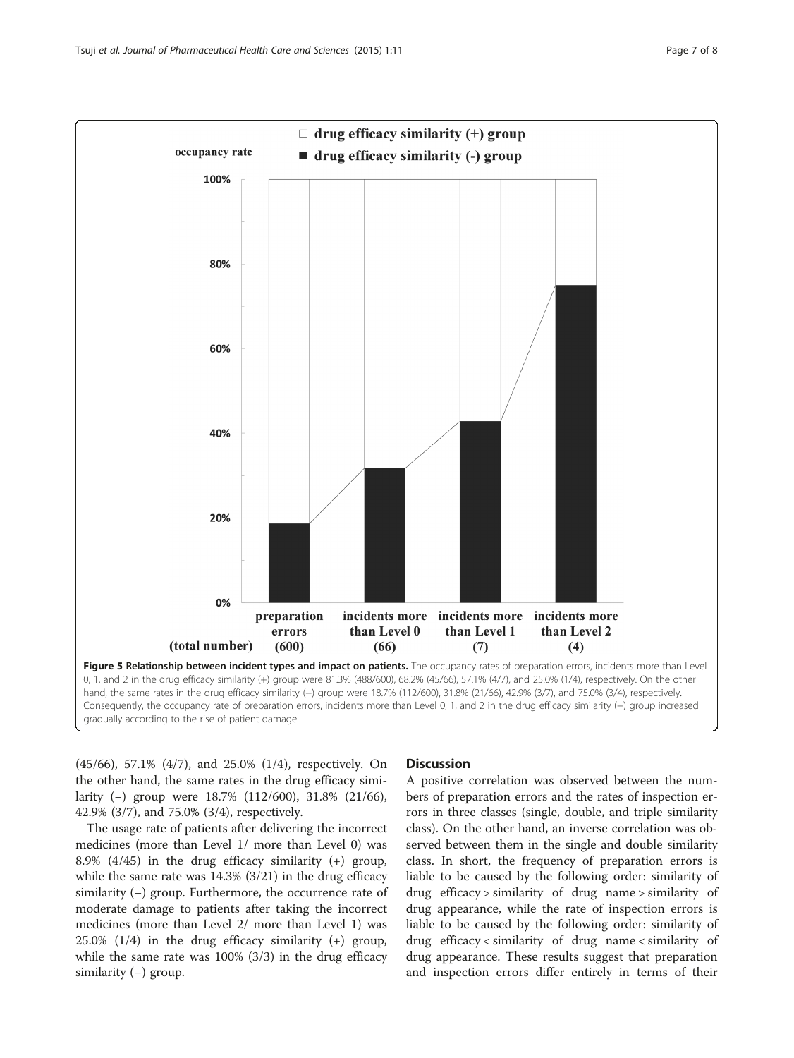**Figure 5 Relationship between incident types and impact on patients.** The occupancy rates of preparation errors, incidents more than Level 0, 1, and 2 in the drug efficacy similarity (+) group were 81.3% (488/600), 68.2% (45/66), 57.1% (4/7), and 25.0% (1/4), respectively. On the other hand, the same rates in the drug efficacy similarity (−) group were 18.7% (112/600), 31.8% (21/66), 42.9% (3/7), and 75.0% (3/4), respectively. Consequently, the occupancy rate of preparation errors, incidents more than Level 0, 1, and 2 in the drug efficacy similarity (−) group increased gradually according to the rise of patient damage.

(45/66), 57.1% (4/7), and 25.0% (1/4), respectively. On the other hand, the same rates in the drug efficacy similarity (−) group were 18.7% (112/600), 31.8% (21/66), 42.9% (3/7), and 75.0% (3/4), respectively.

The usage rate of patients after delivering the incorrect medicines (more than Level 1/ more than Level 0) was 8.9% (4/45) in the drug efficacy similarity (+) group, while the same rate was 14.3% (3/21) in the drug efficacy similarity (−) group. Furthermore, the occurrence rate of moderate damage to patients after taking the incorrect medicines (more than Level 2/ more than Level 1) was 25.0% (1/4) in the drug efficacy similarity (+) group, while the same rate was 100% (3/3) in the drug efficacy similarity (−) group.

## Discussion

A positive correlation was observed between the numbers of preparation errors and the rates of inspection errors in three classes (single, double, and triple similarity class). On the other hand, an inverse correlation was observed between them in the single and double similarity class. In short, the frequency of preparation errors is liable to be caused by the following order: similarity of drug efficacy > similarity of drug name > similarity of drug appearance, while the rate of inspection errors is liable to be caused by the following order: similarity of drug efficacy < similarity of drug name < similarity of drug appearance. These results suggest that preparation and inspection errors differ entirely in terms of their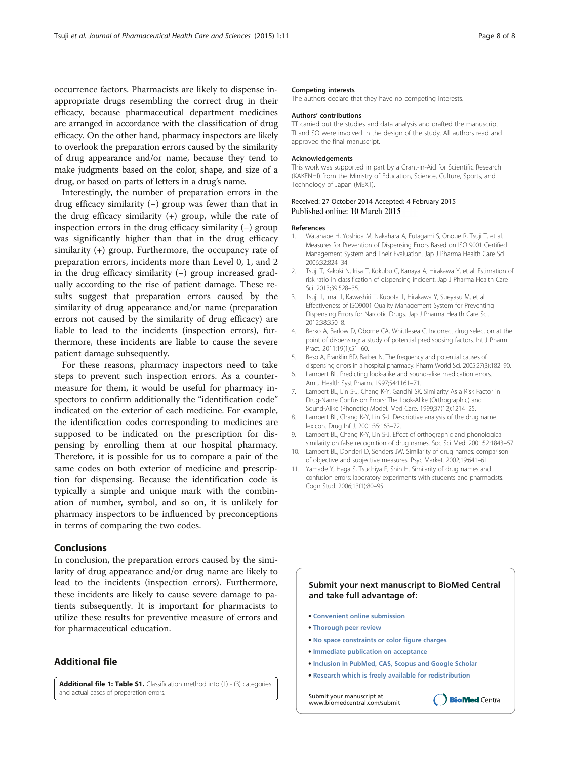occurrence factors. Pharmacists are likely to dispense inappropriate drugs resembling the correct drug in their efficacy, because pharmaceutical department medicines are arranged in accordance with the classification of drug efficacy. On the other hand, pharmacy inspectors are likely to overlook the preparation errors caused by the similarity of drug appearance and/or name, because they tend to make judgments based on the color, shape, and size of a drug, or based on parts of letters in a drug's name.

Interestingly, the number of preparation errors in the drug efficacy similarity (−) group was fewer than that in the drug efficacy similarity (+) group, while the rate of inspection errors in the drug efficacy similarity (−) group was significantly higher than that in the drug efficacy similarity (+) group. Furthermore, the occupancy rate of preparation errors, incidents more than Level 0, 1, and 2 in the drug efficacy similarity (−) group increased gradually according to the rise of patient damage. These results suggest that preparation errors caused by the similarity of drug appearance and/or name (preparation errors not caused by the similarity of drug efficacy) are liable to lead to the incidents (inspection errors), furthermore, these incidents are liable to cause the severe patient damage subsequently.

For these reasons, pharmacy inspectors need to take steps to prevent such inspection errors. As a countermeasure for them, it would be useful for pharmacy inspectors to confirm additionally the "identification code" indicated on the exterior of each medicine. For example, the identification codes corresponding to medicines are supposed to be indicated on the prescription for dispensing by enrolling them at our hospital pharmacy. Therefore, it is possible for us to compare a pair of the same codes on both exterior of medicine and prescription for dispensing. Because the identification code is typically a simple and unique mark with the combination of number, symbol, and so on, it is unlikely for pharmacy inspectors to be influenced by preconceptions in terms of comparing the two codes.

## Conclusions

In conclusion, the preparation errors caused by the similarity of drug appearance and/or drug name are likely to lead to the incidents (inspection errors). Furthermore, these incidents are likely to cause severe damage to patients subsequently. It is important for pharmacists to utilize these results for preventive measure of errors and for pharmaceutical education.

## Additional file

**Additional file 1: Table S1.** Classification method into (1) - (3) categories and actual cases of preparation errors.

#### Competing interests

The authors declare that they have no competing interests.

#### Authors' contributions

TT carried out the studies and data analysis and drafted the manuscript. TI and SO were involved in the design of the study. All authors read and approved the final manuscript.

#### Acknowledgements

This work was supported in part by a Grant-in-Aid for Scientific Research (KAKENHI) from the Ministry of Education, Science, Culture, Sports, and Technology of Japan (MEXT).

Received: 27 October 2014 Accepted: 4 February 2015
Published online: 10 March 2015

#### References

1. Watanabe H, Yoshida M, Nakahara A, Futagami S, Onoue R, Tsuji T, et al. Measures for Prevention of Dispensing Errors Based on ISO 9001 Certified Management System and Their Evaluation. Jap J Pharma Health Care Sci. 2006;32:824–34.
2. Tsuji T, Kakoki N, Irisa T, Kokubu C, Kanaya A, Hirakawa Y, et al. Estimation of risk ratio in classification of dispensing incident. Jap J Pharma Health Care Sci. 2013;39:528–35.
3. Tsuji T, Imai T, Kawashiri T, Kubota T, Hirakawa Y, Sueyasu M, et al. Effectiveness of ISO9001 Quality Management System for Preventing Dispensing Errors for Narcotic Drugs. Jap J Pharma Health Care Sci. 2012;38:350–8.
4. Berko A, Barlow D, Oborne CA, Whittlesea C. Incorrect drug selection at the point of dispensing: a study of potential predisposing factors. Int J Pharm Pract. 2011;19(1):51–60.
5. Beso A, Franklin BD, Barber N. The frequency and potential causes of dispensing errors in a hospital pharmacy. Pharm World Sci. 2005;27(3):182–90.
6. Lambert BL. Predicting look-alike and sound-alike medication errors. Am J Health Syst Pharm. 1997;54:1161–71.
7. Lambert BL, Lin S-J, Chang K-Y, Gandhi SK. Similarity As a Risk Factor in Drug-Name Confusion Errors: The Look-Alike (Orthographic) and Sound-Alike (Phonetic) Model. Med Care. 1999;37(12):1214–25.
8. Lambert BL, Chang K-Y, Lin S-J. Descriptive analysis of the drug name lexicon. Drug Inf J. 2001;35:163–72.
9. Lambert BL, Chang K-Y, Lin S-J. Effect of orthographic and phonological similarity on false recognition of drug names. Soc Sci Med. 2001;52:1843–57.
10. Lambert BL, Donderi D, Senders JW. Similarity of drug names: comparison of objective and subjective measures. Psyc Market. 2002;19:641–61.
11. Yamade Y, Haga S, Tsuchiya F, Shin H. Similarity of drug names and confusion errors: laboratory experiments with students and pharmacists. Cogn Stud. 2006;13(1):80–95.

**Submit your next manuscript to BioMed Central and take full advantage of:**

- Convenient online submission
- Thorough peer review
- No space constraints or color figure charges
- Immediate publication on acceptance
- Inclusion in PubMed, CAS, Scopus and Google Scholar
- Research which is freely available for redistribution

Submit your manuscript at www.biomedcentral.com/submit

BioMed Central